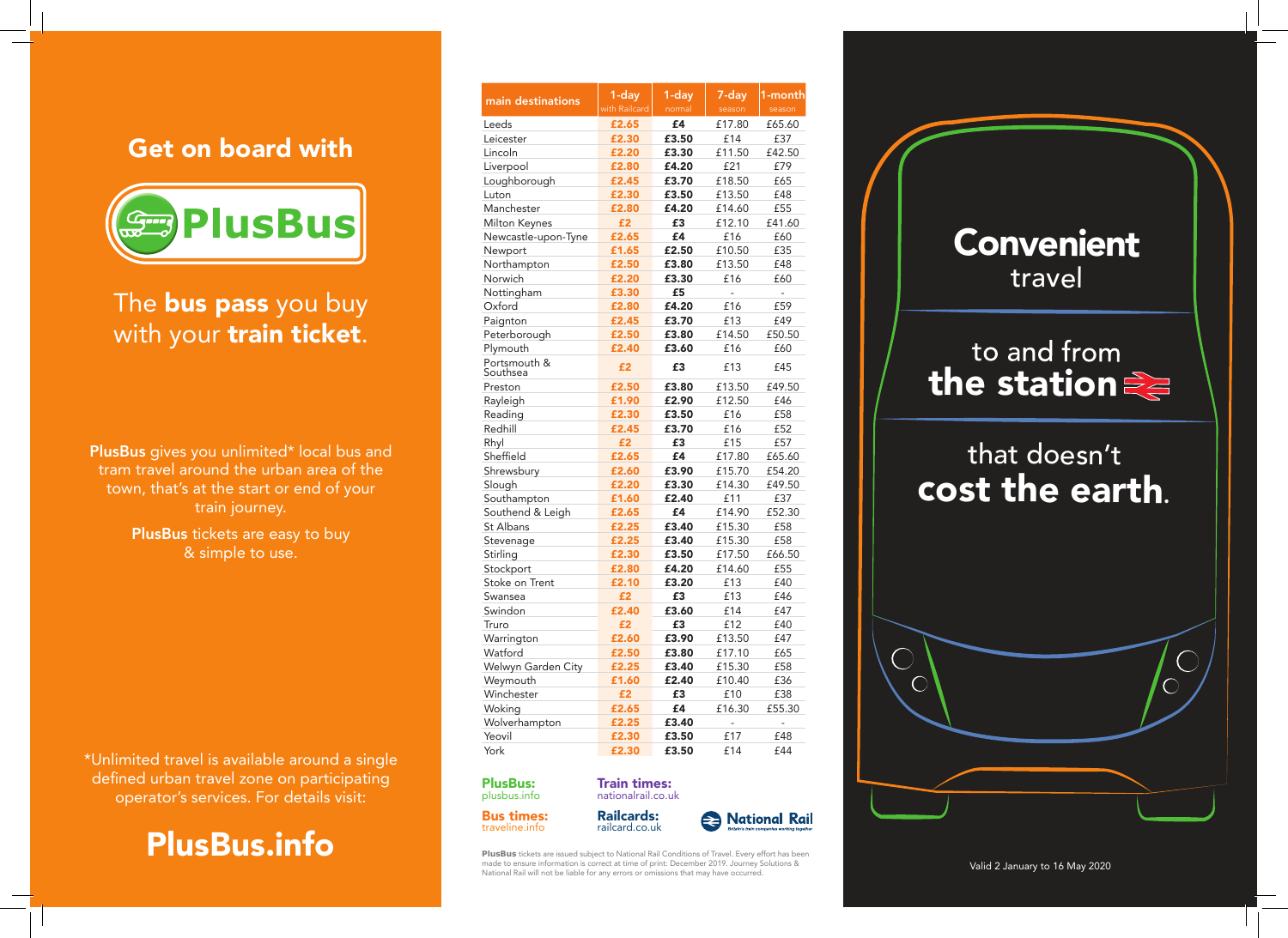## Get on board with

# PlusBus

The **bus pass** you buy with your **train ticket**.

**PlusBus** gives you unlimited* local bus and tram travel around the urban area of the town, that's at the start or end of your train journey.

**PlusBus** tickets are easy to buy & simple to use.

*Unlimited travel is available around a single defined urban travel zone on participating operator's services. For details visit:

## PlusBus.info

| main destinations | 1-day with Railcard | 1-day normal | 7-day season | 1-month season |
|---|---|---|---|---|
| Leeds | £2.65 | £4 | £17.80 | £65.60 |
| Leicester | £2.30 | £3.50 | £14 | £37 |
| Lincoln | £2.20 | £3.30 | £11.50 | £42.50 |
| Liverpool | £2.80 | £4.20 | £21 | £79 |
| Loughborough | £2.45 | £3.70 | £18.50 | £65 |
| Luton | £2.30 | £3.50 | £13.50 | £48 |
| Manchester | £2.80 | £4.20 | £14.60 | £55 |
| Milton Keynes | £2 | £3 | £12.10 | £41.60 |
| Newcastle-upon-Tyne | £2.65 | £4 | £16 | £60 |
| Newport | £1.65 | £2.50 | £10.50 | £35 |
| Northampton | £2.50 | £3.80 | £13.50 | £48 |
| Norwich | £2.20 | £3.30 | £16 | £60 |
| Nottingham | £3.30 | £5 | - | - |
| Oxford | £2.80 | £4.20 | £16 | £59 |
| Paignton | £2.45 | £3.70 | £13 | £49 |
| Peterborough | £2.50 | £3.80 | £14.50 | £50.50 |
| Plymouth | £2.40 | £3.60 | £16 | £60 |
| Portsmouth & Southsea | £2 | £3 | £13 | £45 |
| Preston | £2.50 | £3.80 | £13.50 | £49.50 |
| Rayleigh | £1.90 | £2.90 | £12.50 | £46 |
| Reading | £2.30 | £3.50 | £16 | £58 |
| Redhill | £2.45 | £3.70 | £16 | £52 |
| Rhyl | £2 | £3 | £15 | £57 |
| Sheffield | £2.65 | £4 | £17.80 | £65.60 |
| Shrewsbury | £2.60 | £3.90 | £15.70 | £54.20 |
| Slough | £2.20 | £3.30 | £14.30 | £49.50 |
| Southampton | £1.60 | £2.40 | £11 | £37 |
| Southend & Leigh | £2.65 | £4 | £14.90 | £52.30 |
| St Albans | £2.25 | £3.40 | £15.30 | £58 |
| Stevenage | £2.25 | £3.40 | £15.30 | £58 |
| Stirling | £2.30 | £3.50 | £17.50 | £66.50 |
| Stockport | £2.80 | £4.20 | £14.60 | £55 |
| Stoke on Trent | £2.10 | £3.20 | £13 | £40 |
| Swansea | £2 | £3 | £13 | £46 |
| Swindon | £2.40 | £3.60 | £14 | £47 |
| Truro | £2 | £3 | £12 | £40 |
| Warrington | £2.60 | £3.90 | £13.50 | £47 |
| Watford | £2.50 | £3.80 | £17.10 | £65 |
| Welwyn Garden City | £2.25 | £3.40 | £15.30 | £58 |
| Weymouth | £1.60 | £2.40 | £10.40 | £36 |
| Winchester | £2 | £3 | £10 | £38 |
| Woking | £2.65 | £4 | £16.30 | £55.30 |
| Wolverhampton | £2.25 | £3.40 | - | - |
| Yeovil | £2.30 | £3.50 | £17 | £48 |
| York | £2.30 | £3.50 | £14 | £44 |

**PlusBus:** plusbus.info

**Train times:** nationalrail.co.uk

**Bus times:** traveline.info

**Railcards:** railcard.co.uk

National Rail — Britain's train companies working together

**PlusBus** tickets are issued subject to National Rail Conditions of Travel. Every effort has been made to ensure information is correct at time of print: December 2019. Journey Solutions & National Rail will not be liable for any errors or omissions that may have occurred.

# Convenient
travel

to and from
**the station**

that doesn't
**cost the earth.**

Valid 2 January to 16 May 2020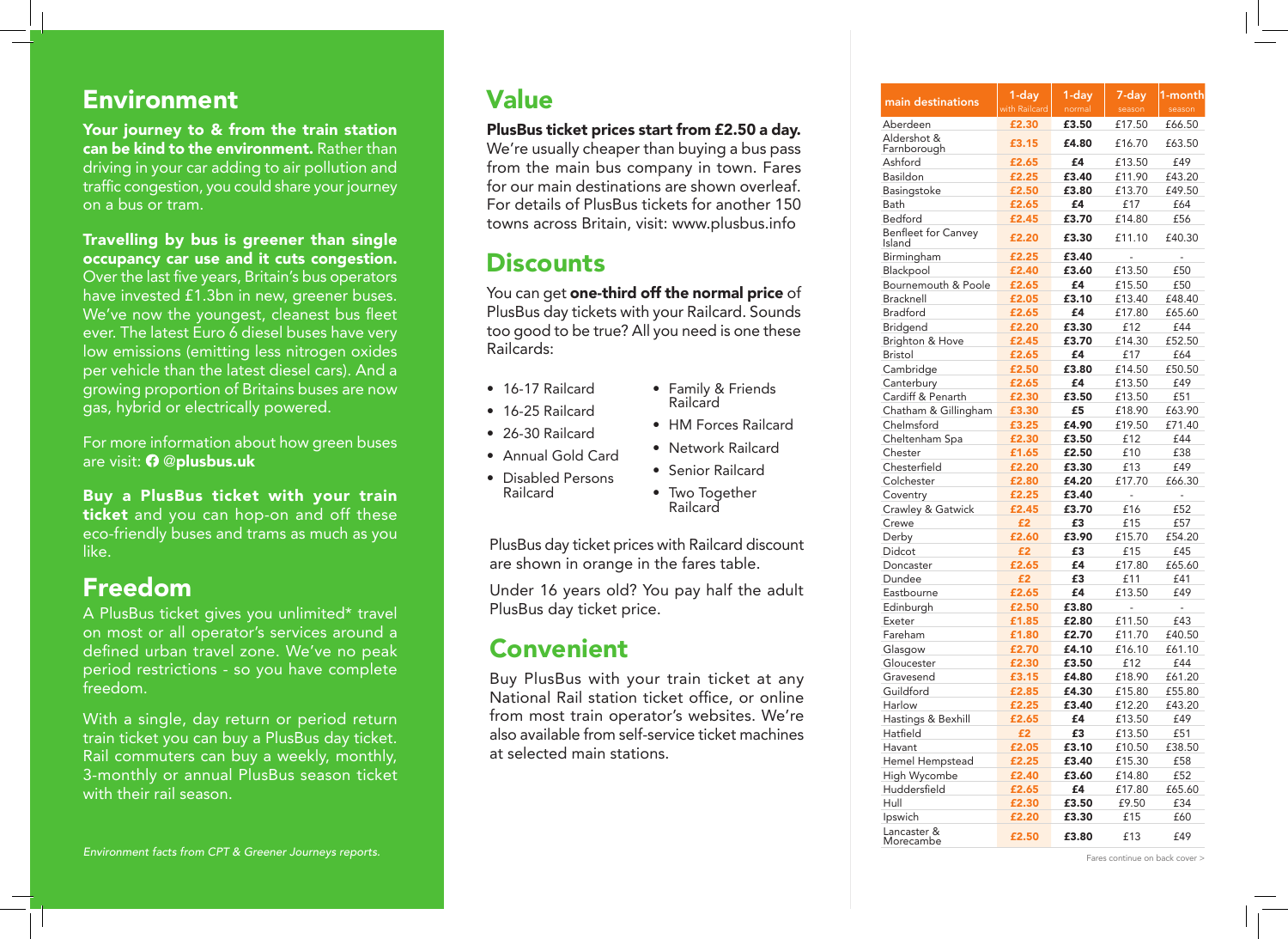## Environment

**Your journey to & from the train station can be kind to the environment.** Rather than driving in your car adding to air pollution and traffic congestion, you could share your journey on a bus or tram.

**Travelling by bus is greener than single occupancy car use and it cuts congestion.** Over the last five years, Britain's bus operators have invested £1.3bn in new, greener buses. We've now the youngest, cleanest bus fleet ever. The latest Euro 6 diesel buses have very low emissions (emitting less nitrogen oxides per vehicle than the latest diesel cars). And a growing proportion of Britains buses are now gas, hybrid or electrically powered.

For more information about how green buses are visit: **@plusbus.uk**

**Buy a PlusBus ticket with your train ticket** and you can hop-on and off these eco-friendly buses and trams as much as you like.

## Freedom

A PlusBus ticket gives you unlimited* travel on most or all operator's services around a defined urban travel zone. We've no peak period restrictions - so you have complete freedom.

With a single, day return or period return train ticket you can buy a PlusBus day ticket. Rail commuters can buy a weekly, monthly, 3-monthly or annual PlusBus season ticket with their rail season.

*Environment facts from CPT & Greener Journeys reports.*

## Value

**PlusBus ticket prices start from £2.50 a day.** We're usually cheaper than buying a bus pass from the main bus company in town. Fares for our main destinations are shown overleaf. For details of PlusBus tickets for another 150 towns across Britain, visit: www.plusbus.info

## Discounts

You can get **one-third off the normal price** of PlusBus day tickets with your Railcard. Sounds too good to be true? All you need is one these Railcards:

- 16-17 Railcard
- 16-25 Railcard
- 26-30 Railcard
- Annual Gold Card
- Disabled Persons Railcard
- Family & Friends Railcard
- HM Forces Railcard
- Network Railcard
- Senior Railcard
- Two Together Railcard

PlusBus day ticket prices with Railcard discount are shown in orange in the fares table.

Under 16 years old? You pay half the adult PlusBus day ticket price.

## Convenient

Buy PlusBus with your train ticket at any National Rail station ticket office, or online from most train operator's websites. We're also available from self-service ticket machines at selected main stations.

| main destinations | 1-day with Railcard | 1-day normal | 7-day season | 1-month season |
|---|---|---|---|---|
| Aberdeen | £2.30 | £3.50 | £17.50 | £66.50 |
| Aldershot & Farnborough | £3.15 | £4.80 | £16.70 | £63.50 |
| Ashford | £2.65 | £4 | £13.50 | £49 |
| Basildon | £2.25 | £3.40 | £11.90 | £43.20 |
| Basingstoke | £2.50 | £3.80 | £13.70 | £49.50 |
| Bath | £2.65 | £4 | £17 | £64 |
| Bedford | £2.45 | £3.70 | £14.80 | £56 |
| Benfleet for Canvey Island | £2.20 | £3.30 | £11.10 | £40.30 |
| Birmingham | £2.25 | £3.40 | - | - |
| Blackpool | £2.40 | £3.60 | £13.50 | £50 |
| Bournemouth & Poole | £2.65 | £4 | £15.50 | £50 |
| Bracknell | £2.05 | £3.10 | £13.40 | £48.40 |
| Bradford | £2.65 | £4 | £17.80 | £65.60 |
| Bridgend | £2.20 | £3.30 | £12 | £44 |
| Brighton & Hove | £2.45 | £3.70 | £14.30 | £52.50 |
| Bristol | £2.65 | £4 | £17 | £64 |
| Cambridge | £2.50 | £3.80 | £14.50 | £50.50 |
| Canterbury | £2.65 | £4 | £13.50 | £49 |
| Cardiff & Penarth | £2.30 | £3.50 | £13.50 | £51 |
| Chatham & Gillingham | £3.30 | £5 | £18.90 | £63.90 |
| Chelmsford | £3.25 | £4.90 | £19.50 | £71.40 |
| Cheltenham Spa | £2.30 | £3.50 | £12 | £44 |
| Chester | £1.65 | £2.50 | £10 | £38 |
| Chesterfield | £2.20 | £3.30 | £13 | £49 |
| Colchester | £2.80 | £4.20 | £17.70 | £66.30 |
| Coventry | £2.25 | £3.40 | - | - |
| Crawley & Gatwick | £2.45 | £3.70 | £16 | £52 |
| Crewe | £2 | £3 | £15 | £57 |
| Derby | £2.60 | £3.90 | £15.70 | £54.20 |
| Didcot | £2 | £3 | £15 | £45 |
| Doncaster | £2.65 | £4 | £17.80 | £65.60 |
| Dundee | £2 | £3 | £11 | £41 |
| Eastbourne | £2.65 | £4 | £13.50 | £49 |
| Edinburgh | £2.50 | £3.80 | - | - |
| Exeter | £1.85 | £2.80 | £11.50 | £43 |
| Fareham | £1.80 | £2.70 | £11.70 | £40.50 |
| Glasgow | £2.70 | £4.10 | £16.10 | £61.10 |
| Gloucester | £2.30 | £3.50 | £12 | £44 |
| Gravesend | £3.15 | £4.80 | £18.90 | £61.20 |
| Guildford | £2.85 | £4.30 | £15.80 | £55.80 |
| Harlow | £2.25 | £3.40 | £12.20 | £43.20 |
| Hastings & Bexhill | £2.65 | £4 | £13.50 | £49 |
| Hatfield | £2 | £3 | £13.50 | £51 |
| Havant | £2.05 | £3.10 | £10.50 | £38.50 |
| Hemel Hempstead | £2.25 | £3.40 | £15.30 | £58 |
| High Wycombe | £2.40 | £3.60 | £14.80 | £52 |
| Huddersfield | £2.65 | £4 | £17.80 | £65.60 |
| Hull | £2.30 | £3.50 | £9.50 | £34 |
| Ipswich | £2.20 | £3.30 | £15 | £60 |
| Lancaster & Morecambe | £2.50 | £3.80 | £13 | £49 |

Fares continue on back cover >